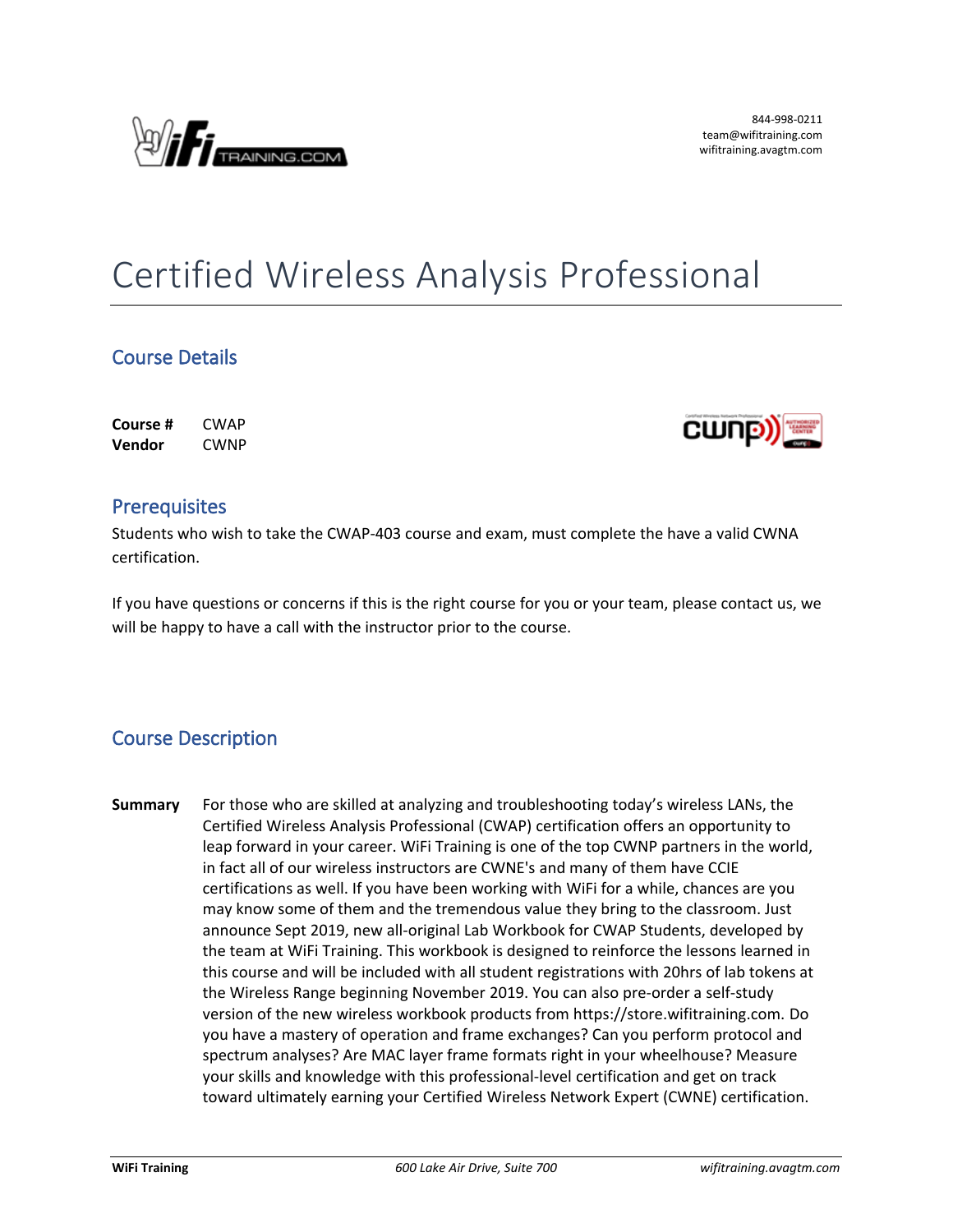844-998-0211
team@wifitraining.com
wifitraining.avagtm.com

# Certified Wireless Analysis Professional

## Course Details

**Course #** CWAP
**Vendor** CWNP

## Prerequisites

Students who wish to take the CWAP-403 course and exam, must complete the have a valid CWNA certification.

If you have questions or concerns if this is the right course for you or your team, please contact us, we will be happy to have a call with the instructor prior to the course.

## Course Description

**Summary** For those who are skilled at analyzing and troubleshooting today's wireless LANs, the Certified Wireless Analysis Professional (CWAP) certification offers an opportunity to leap forward in your career. WiFi Training is one of the top CWNP partners in the world, in fact all of our wireless instructors are CWNE's and many of them have CCIE certifications as well. If you have been working with WiFi for a while, chances are you may know some of them and the tremendous value they bring to the classroom. Just announce Sept 2019, new all-original Lab Workbook for CWAP Students, developed by the team at WiFi Training. This workbook is designed to reinforce the lessons learned in this course and will be included with all student registrations with 20hrs of lab tokens at the Wireless Range beginning November 2019. You can also pre-order a self-study version of the new wireless workbook products from https://store.wifitraining.com. Do you have a mastery of operation and frame exchanges? Can you perform protocol and spectrum analyses? Are MAC layer frame formats right in your wheelhouse? Measure your skills and knowledge with this professional-level certification and get on track toward ultimately earning your Certified Wireless Network Expert (CWNE) certification.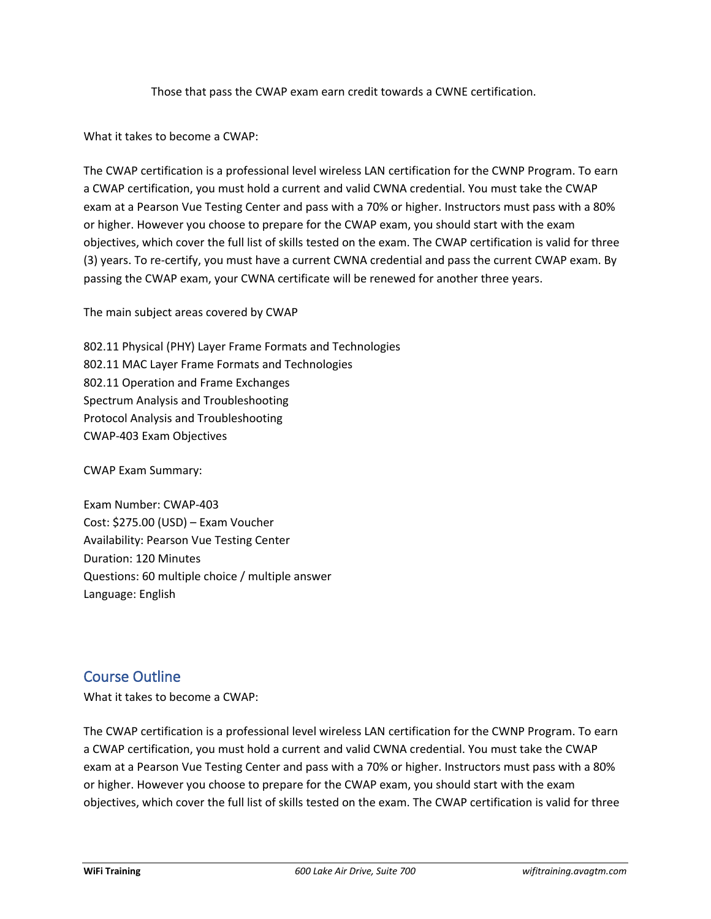Those that pass the CWAP exam earn credit towards a CWNE certification.

What it takes to become a CWAP:

The CWAP certification is a professional level wireless LAN certification for the CWNP Program. To earn a CWAP certification, you must hold a current and valid CWNA credential. You must take the CWAP exam at a Pearson Vue Testing Center and pass with a 70% or higher. Instructors must pass with a 80% or higher. However you choose to prepare for the CWAP exam, you should start with the exam objectives, which cover the full list of skills tested on the exam. The CWAP certification is valid for three (3) years. To re-certify, you must have a current CWNA credential and pass the current CWAP exam. By passing the CWAP exam, your CWNA certificate will be renewed for another three years.

The main subject areas covered by CWAP

802.11 Physical (PHY) Layer Frame Formats and Technologies
802.11 MAC Layer Frame Formats and Technologies
802.11 Operation and Frame Exchanges
Spectrum Analysis and Troubleshooting
Protocol Analysis and Troubleshooting
CWAP-403 Exam Objectives

CWAP Exam Summary:

Exam Number: CWAP-403
Cost: $275.00 (USD) – Exam Voucher
Availability: Pearson Vue Testing Center
Duration: 120 Minutes
Questions: 60 multiple choice / multiple answer
Language: English

## Course Outline

What it takes to become a CWAP:

The CWAP certification is a professional level wireless LAN certification for the CWNP Program. To earn a CWAP certification, you must hold a current and valid CWNA credential. You must take the CWAP exam at a Pearson Vue Testing Center and pass with a 70% or higher. Instructors must pass with a 80% or higher. However you choose to prepare for the CWAP exam, you should start with the exam objectives, which cover the full list of skills tested on the exam. The CWAP certification is valid for three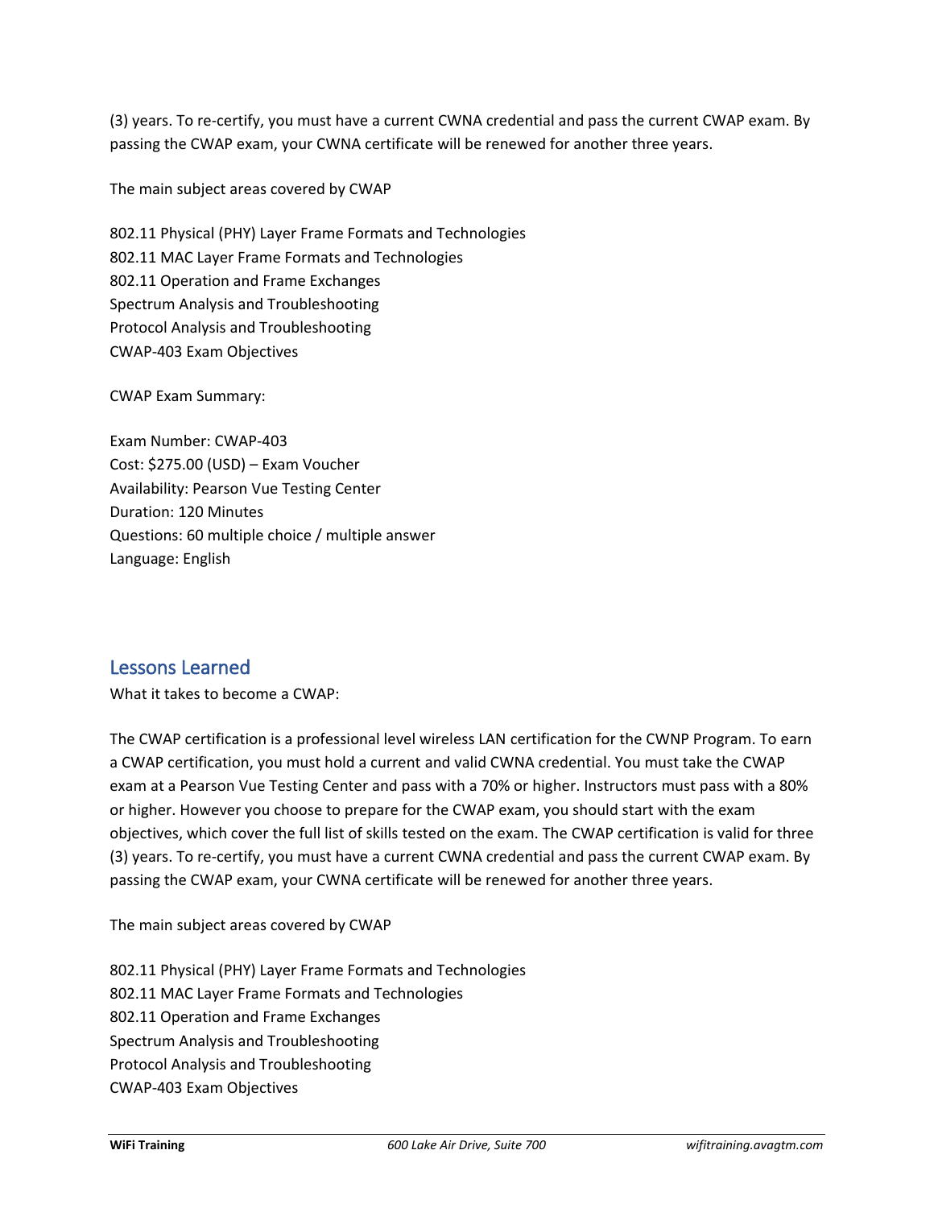(3) years. To re-certify, you must have a current CWNA credential and pass the current CWAP exam. By passing the CWAP exam, your CWNA certificate will be renewed for another three years.

The main subject areas covered by CWAP

802.11 Physical (PHY) Layer Frame Formats and Technologies
802.11 MAC Layer Frame Formats and Technologies
802.11 Operation and Frame Exchanges
Spectrum Analysis and Troubleshooting
Protocol Analysis and Troubleshooting
CWAP-403 Exam Objectives

CWAP Exam Summary:

Exam Number: CWAP-403
Cost: $275.00 (USD) – Exam Voucher
Availability: Pearson Vue Testing Center
Duration: 120 Minutes
Questions: 60 multiple choice / multiple answer
Language: English

## Lessons Learned

What it takes to become a CWAP:

The CWAP certification is a professional level wireless LAN certification for the CWNP Program. To earn a CWAP certification, you must hold a current and valid CWNA credential. You must take the CWAP exam at a Pearson Vue Testing Center and pass with a 70% or higher. Instructors must pass with a 80% or higher. However you choose to prepare for the CWAP exam, you should start with the exam objectives, which cover the full list of skills tested on the exam. The CWAP certification is valid for three (3) years. To re-certify, you must have a current CWNA credential and pass the current CWAP exam. By passing the CWAP exam, your CWNA certificate will be renewed for another three years.

The main subject areas covered by CWAP

802.11 Physical (PHY) Layer Frame Formats and Technologies
802.11 MAC Layer Frame Formats and Technologies
802.11 Operation and Frame Exchanges
Spectrum Analysis and Troubleshooting
Protocol Analysis and Troubleshooting
CWAP-403 Exam Objectives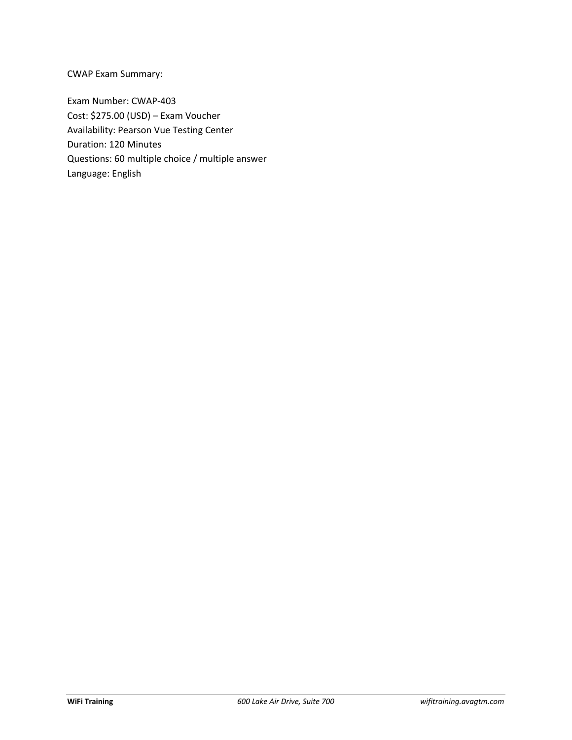CWAP Exam Summary:

Exam Number: CWAP-403
Cost: $275.00 (USD) – Exam Voucher
Availability: Pearson Vue Testing Center
Duration: 120 Minutes
Questions: 60 multiple choice / multiple answer
Language: English